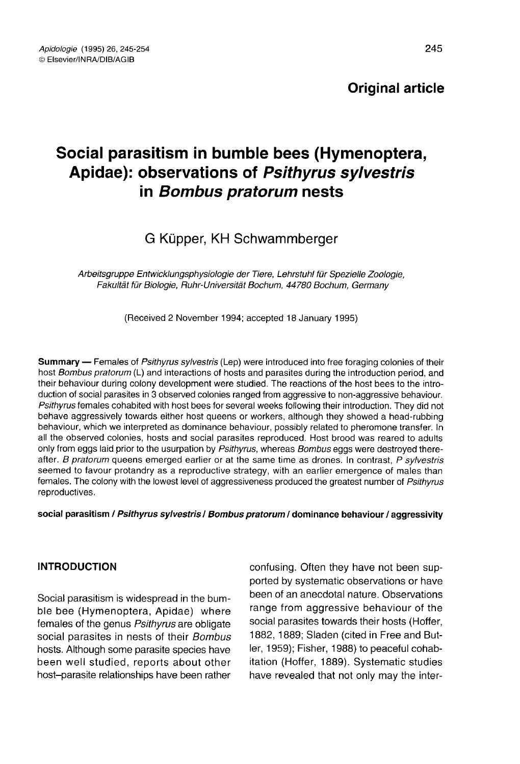**Original article**

# Social parasitism in bumble bees (Hymenoptera, Apidae): observations of *Psithyrus sylvestris* in *Bombus pratorum* nests

G Küpper, KH Schwammberger

*Arbeitsgruppe Entwicklungsphysiologie der Tiere, Lehrstuhl für Spezielle Zoologie, Fakultät für Biologie, Ruhr-Universität Bochum, 44780 Bochum, Germany*

(Received 2 November 1994; accepted 18 January 1995)

**Summary** — Females of *Psithyrus sylvestris* (Lep) were introduced into free foraging colonies of their host *Bombus pratorum* (L) and interactions of hosts and parasites during the introduction period, and their behaviour during colony development were studied. The reactions of the host bees to the introduction of social parasites in 3 observed colonies ranged from aggressive to non-aggressive behaviour. *Psithyrus* females cohabited with host bees for several weeks following their introduction. They did not behave aggressively towards either host queens or workers, although they showed a head-rubbing behaviour, which we interpreted as dominance behaviour, possibly related to pheromone transfer. In all the observed colonies, hosts and social parasites reproduced. Host brood was reared to adults only from eggs laid prior to the usurpation by *Psithyrus*, whereas *Bombus* eggs were destroyed thereafter. *B pratorum* queens emerged earlier or at the same time as drones. In contrast, *P sylvestris* seemed to favour protandry as a reproductive strategy, with an earlier emergence of males than females. The colony with the lowest level of aggressiveness produced the greatest number of *Psithyrus* reproductives.

**social parasitism / *Psithyrus sylvestris* / *Bombus pratorum* / dominance behaviour / aggressivity**

## INTRODUCTION

Social parasitism is widespread in the bumble bee (Hymenoptera, Apidae) where females of the genus *Psithyrus* are obligate social parasites in nests of their *Bombus* hosts. Although some parasite species have been well studied, reports about other host–parasite relationships have been rather confusing. Often they have not been supported by systematic observations or have been of an anecdotal nature. Observations range from aggressive behaviour of the social parasites towards their hosts (Hoffer, 1882, 1889; Sladen (cited in Free and Butler, 1959); Fisher, 1988) to peaceful cohabitation (Hoffer, 1889). Systematic studies have revealed that not only may the inter-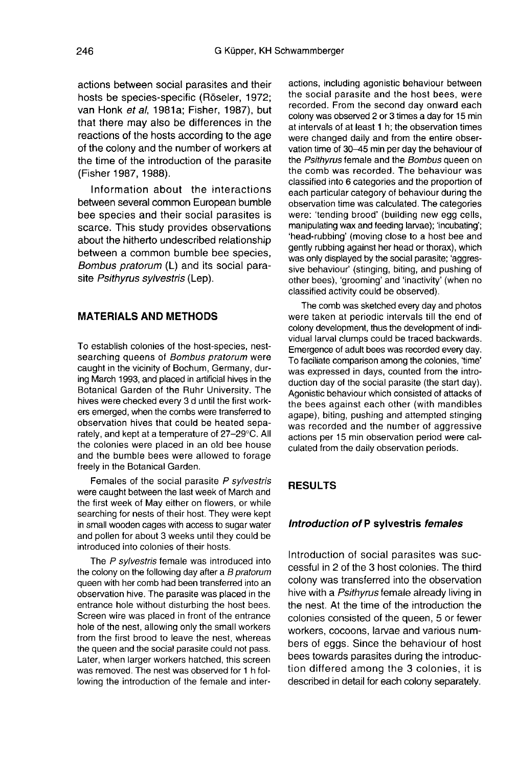actions between social parasites and their hosts be species-specific (Röseler, 1972; van Honk *et al*, 1981a; Fisher, 1987), but that there may also be differences in the reactions of the hosts according to the age of the colony and the number of workers at the time of the introduction of the parasite (Fisher 1987, 1988).

Information about the interactions between several common European bumble bee species and their social parasites is scarce. This study provides observations about the hitherto undescribed relationship between a common bumble bee species, *Bombus pratorum* (L) and its social parasite *Psithyrus sylvestris* (Lep).

## MATERIALS AND METHODS

To establish colonies of the host-species, nest-searching queens of *Bombus pratorum* were caught in the vicinity of Bochum, Germany, during March 1993, and placed in artificial hives in the Botanical Garden of the Ruhr University. The hives were checked every 3 d until the first workers emerged, when the combs were transferred to observation hives that could be heated separately, and kept at a temperature of 27–29°C. All the colonies were placed in an old bee house and the bumble bees were allowed to forage freely in the Botanical Garden.

Females of the social parasite *P sylvestris* were caught between the last week of March and the first week of May either on flowers, or while searching for nests of their host. They were kept in small wooden cages with access to sugar water and pollen for about 3 weeks until they could be introduced into colonies of their hosts.

The *P sylvestris* female was introduced into the colony on the following day after a *B pratorum* queen with her comb had been transferred into an observation hive. The parasite was placed in the entrance hole without disturbing the host bees. Screen wire was placed in front of the entrance hole of the nest, allowing only the small workers from the first brood to leave the nest, whereas the queen and the social parasite could not pass. Later, when larger workers hatched, this screen was removed. The nest was observed for 1 h following the introduction of the female and interactions, including agonistic behaviour between the social parasite and the host bees, were recorded. From the second day onward each colony was observed 2 or 3 times a day for 15 min at intervals of at least 1 h; the observation times were changed daily and from the entire observation time of 30–45 min per day the behaviour of the *Psithyrus* female and the *Bombus* queen on the comb was recorded. The behaviour was classified into 6 categories and the proportion of each particular category of behaviour during the observation time was calculated. The categories were: 'tending brood' (building new egg cells, manipulating wax and feeding larvae); 'incubating'; 'head-rubbing' (moving close to a host bee and gently rubbing against her head or thorax), which was only displayed by the social parasite; 'aggressive behaviour' (stinging, biting, and pushing of other bees), 'grooming' and 'inactivity' (when no classified activity could be observed).

The comb was sketched every day and photos were taken at periodic intervals till the end of colony development, thus the development of individual larval clumps could be traced backwards. Emergence of adult bees was recorded every day. To faciliate comparison among the colonies, 'time' was expressed in days, counted from the introduction day of the social parasite (the start day). Agonistic behaviour which consisted of attacks of the bees against each other (with mandibles agape), biting, pushing and attempted stinging was recorded and the number of aggressive actions per 15 min observation period were calculated from the daily observation periods.

## RESULTS

### *Introduction of* P sylvestris *females*

Introduction of social parasites was successful in 2 of the 3 host colonies. The third colony was transferred into the observation hive with a *Psithyrus* female already living in the nest. At the time of the introduction the colonies consisted of the queen, 5 or fewer workers, cocoons, larvae and various numbers of eggs. Since the behaviour of host bees towards parasites during the introduction differed among the 3 colonies, it is described in detail for each colony separately.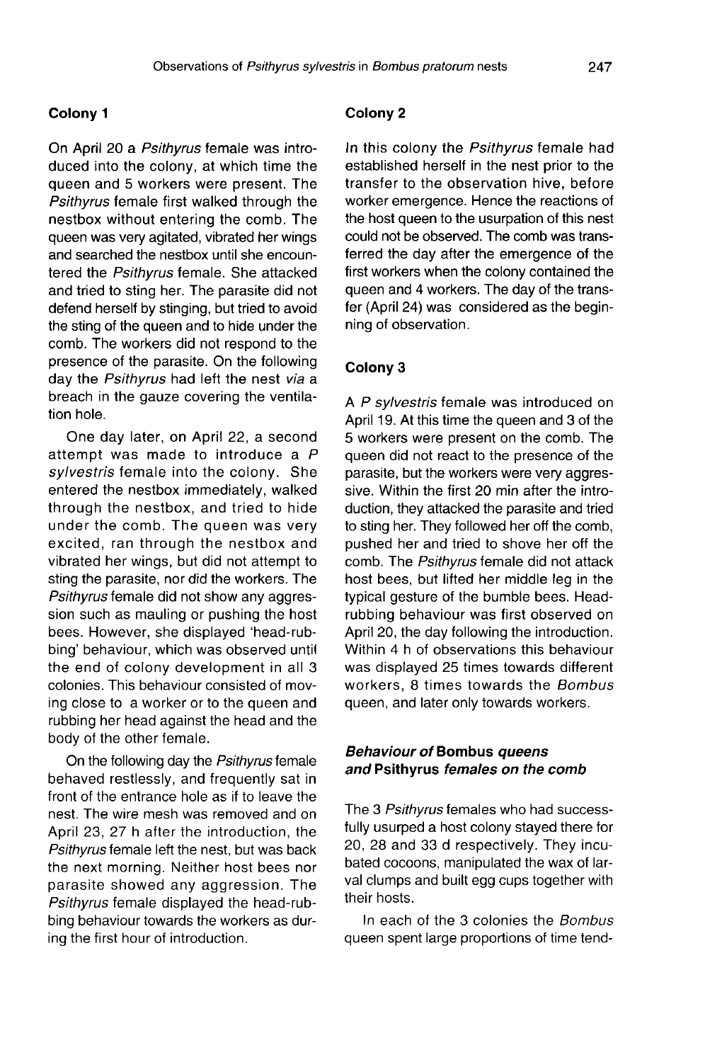### Colony 1

On April 20 a *Psithyrus* female was introduced into the colony, at which time the queen and 5 workers were present. The *Psithyrus* female first walked through the nestbox without entering the comb. The queen was very agitated, vibrated her wings and searched the nestbox until she encountered the *Psithyrus* female. She attacked and tried to sting her. The parasite did not defend herself by stinging, but tried to avoid the sting of the queen and to hide under the comb. The workers did not respond to the presence of the parasite. On the following day the *Psithyrus* had left the nest *via* a breach in the gauze covering the ventilation hole.

One day later, on April 22, a second attempt was made to introduce a *P sylvestris* female into the colony. She entered the nestbox immediately, walked through the nestbox, and tried to hide under the comb. The queen was very excited, ran through the nestbox and vibrated her wings, but did not attempt to sting the parasite, nor did the workers. The *Psithyrus* female did not show any aggression such as mauling or pushing the host bees. However, she displayed 'head-rubbing' behaviour, which was observed until the end of colony development in all 3 colonies. This behaviour consisted of moving close to a worker or to the queen and rubbing her head against the head and the body of the other female.

On the following day the *Psithyrus* female behaved restlessly, and frequently sat in front of the entrance hole as if to leave the nest. The wire mesh was removed and on April 23, 27 h after the introduction, the *Psithyrus* female left the nest, but was back the next morning. Neither host bees nor parasite showed any aggression. The *Psithyrus* female displayed the head-rubbing behaviour towards the workers as during the first hour of introduction.

### Colony 2

In this colony the *Psithyrus* female had established herself in the nest prior to the transfer to the observation hive, before worker emergence. Hence the reactions of the host queen to the usurpation of this nest could not be observed. The comb was transferred the day after the emergence of the first workers when the colony contained the queen and 4 workers. The day of the transfer (April 24) was considered as the beginning of observation.

### Colony 3

A *P sylvestris* female was introduced on April 19. At this time the queen and 3 of the 5 workers were present on the comb. The queen did not react to the presence of the parasite, but the workers were very aggressive. Within the first 20 min after the introduction, they attacked the parasite and tried to sting her. They followed her off the comb, pushed her and tried to shove her off the comb. The *Psithyrus* female did not attack host bees, but lifted her middle leg in the typical gesture of the bumble bees. Head-rubbing behaviour was first observed on April 20, the day following the introduction. Within 4 h of observations this behaviour was displayed 25 times towards different workers, 8 times towards the *Bombus* queen, and later only towards workers.

### *Behaviour of* Bombus *queens and* Psithyrus *females on the comb*

The 3 *Psithyrus* females who had successfully usurped a host colony stayed there for 20, 28 and 33 d respectively. They incubated cocoons, manipulated the wax of larval clumps and built egg cups together with their hosts.

In each of the 3 colonies the *Bombus* queen spent large proportions of time tend-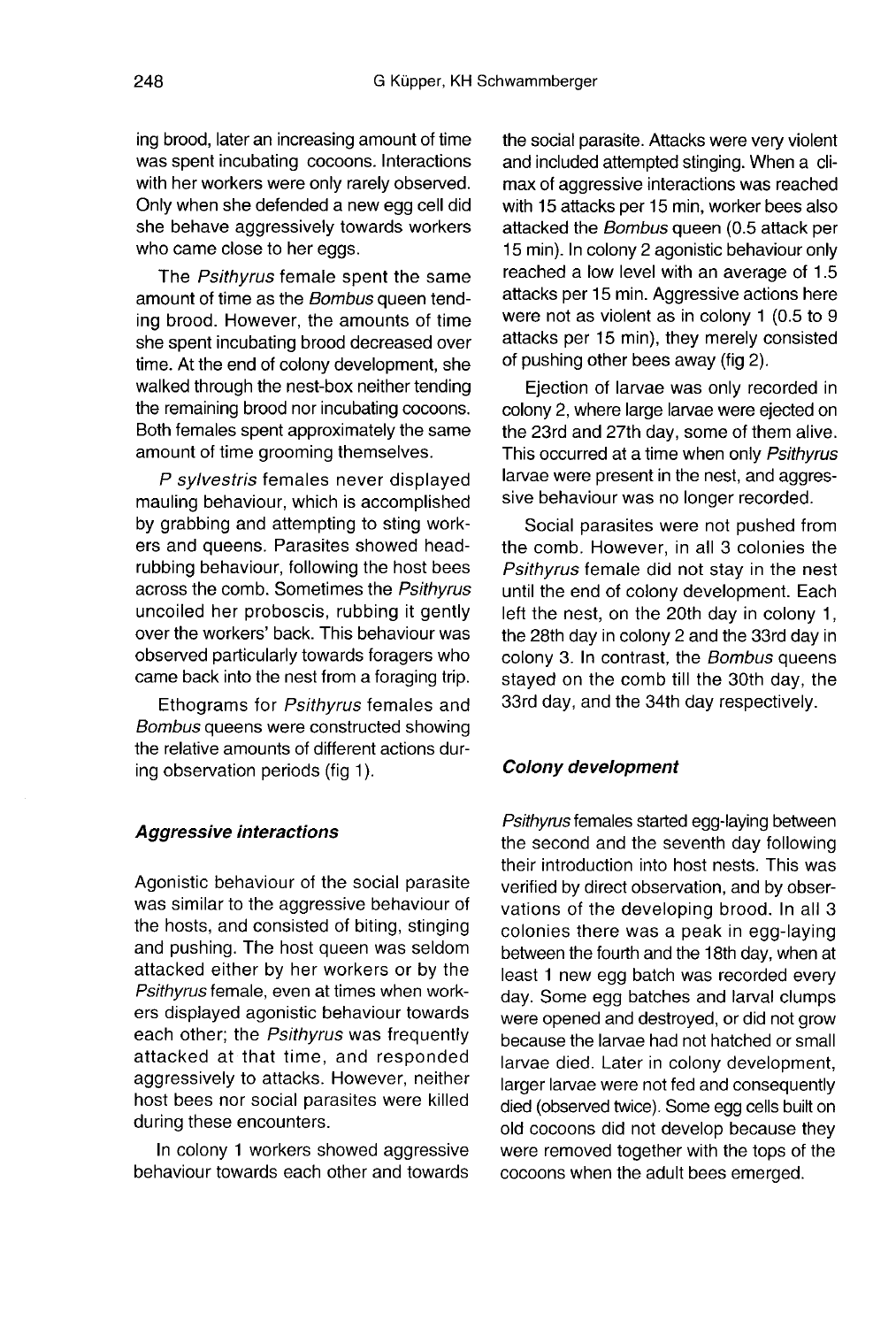ing brood, later an increasing amount of time was spent incubating cocoons. Interactions with her workers were only rarely observed. Only when she defended a new egg cell did she behave aggressively towards workers who came close to her eggs.

The *Psithyrus* female spent the same amount of time as the *Bombus* queen tending brood. However, the amounts of time she spent incubating brood decreased over time. At the end of colony development, she walked through the nest-box neither tending the remaining brood nor incubating cocoons. Both females spent approximately the same amount of time grooming themselves.

*P sylvestris* females never displayed mauling behaviour, which is accomplished by grabbing and attempting to sting workers and queens. Parasites showed head-rubbing behaviour, following the host bees across the comb. Sometimes the *Psithyrus* uncoiled her proboscis, rubbing it gently over the workers' back. This behaviour was observed particularly towards foragers who came back into the nest from a foraging trip.

Ethograms for *Psithyrus* females and *Bombus* queens were constructed showing the relative amounts of different actions during observation periods (fig 1).

### *Aggressive interactions*

Agonistic behaviour of the social parasite was similar to the aggressive behaviour of the hosts, and consisted of biting, stinging and pushing. The host queen was seldom attacked either by her workers or by the *Psithyrus* female, even at times when workers displayed agonistic behaviour towards each other; the *Psithyrus* was frequently attacked at that time, and responded aggressively to attacks. However, neither host bees nor social parasites were killed during these encounters.

In colony 1 workers showed aggressive behaviour towards each other and towards the social parasite. Attacks were very violent and included attempted stinging. When a climax of aggressive interactions was reached with 15 attacks per 15 min, worker bees also attacked the *Bombus* queen (0.5 attack per 15 min). In colony 2 agonistic behaviour only reached a low level with an average of 1.5 attacks per 15 min. Aggressive actions here were not as violent as in colony 1 (0.5 to 9 attacks per 15 min), they merely consisted of pushing other bees away (fig 2).

Ejection of larvae was only recorded in colony 2, where large larvae were ejected on the 23rd and 27th day, some of them alive. This occurred at a time when only *Psithyrus* larvae were present in the nest, and aggressive behaviour was no longer recorded.

Social parasites were not pushed from the comb. However, in all 3 colonies the *Psithyrus* female did not stay in the nest until the end of colony development. Each left the nest, on the 20th day in colony 1, the 28th day in colony 2 and the 33rd day in colony 3. In contrast, the *Bombus* queens stayed on the comb till the 30th day, the 33rd day, and the 34th day respectively.

### *Colony development*

*Psithyrus* females started egg-laying between the second and the seventh day following their introduction into host nests. This was verified by direct observation, and by observations of the developing brood. In all 3 colonies there was a peak in egg-laying between the fourth and the 18th day, when at least 1 new egg batch was recorded every day. Some egg batches and larval clumps were opened and destroyed, or did not grow because the larvae had not hatched or small larvae died. Later in colony development, larger larvae were not fed and consequently died (observed twice). Some egg cells built on old cocoons did not develop because they were removed together with the tops of the cocoons when the adult bees emerged.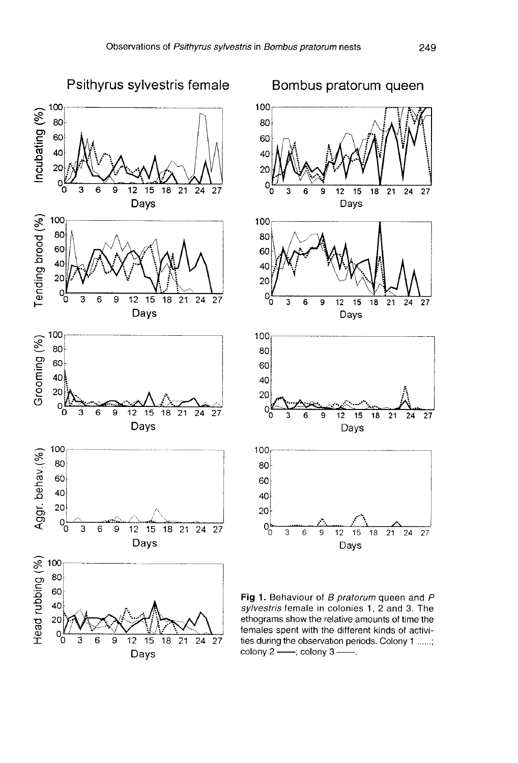Psithyrus sylvestris female

Bombus pratorum queen

**Fig 1.** Behaviour of *B pratorum* queen and *P sylvestris* female in colonies 1, 2 and 3. The ethograms show the relative amounts of time the females spent with the different kinds of activities during the observation periods. Colony 1 ......; colony 2 ——; colony 3 ——.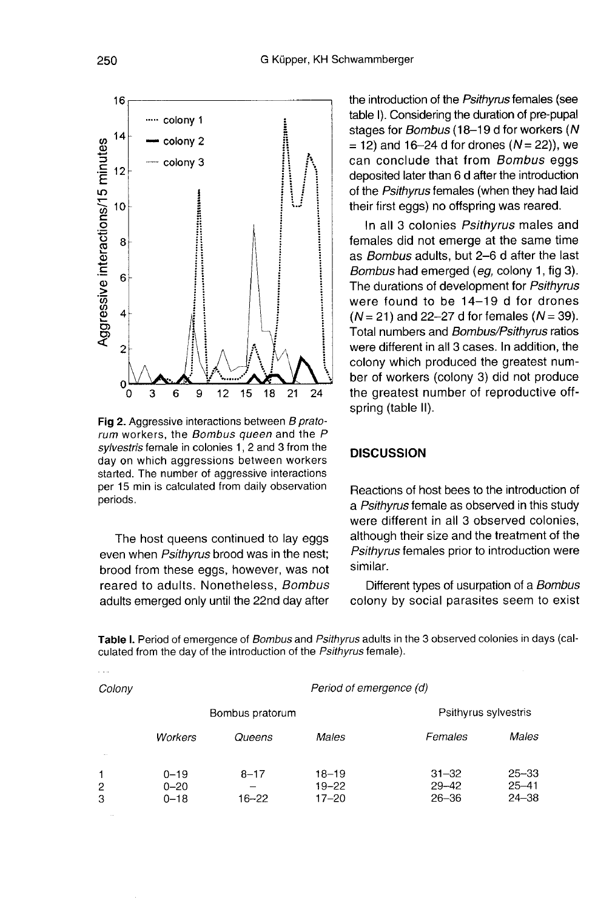Fig 2. Aggressive interactions between *B pratorum* workers, the *Bombus queen* and the *P sylvestris* female in colonies 1, 2 and 3 from the day on which aggressions between workers started. The number of aggressive interactions per 15 min is calculated from daily observation periods.

The host queens continued to lay eggs even when *Psithyrus* brood was in the nest; brood from these eggs, however, was not reared to adults. Nonetheless, *Bombus* adults emerged only until the 22nd day after the introduction of the *Psithyrus* females (see table I). Considering the duration of pre-pupal stages for *Bombus* (18–19 d for workers ($N = 12$) and 16–24 d for drones ($N = 22$)), we can conclude that from *Bombus* eggs deposited later than 6 d after the introduction of the *Psithyrus* females (when they had laid their first eggs) no offspring was reared.

In all 3 colonies *Psithyrus* males and females did not emerge at the same time as *Bombus* adults, but 2–6 d after the last *Bombus* had emerged (*eg*, colony 1, fig 3). The durations of development for *Psithyrus* were found to be 14–19 d for drones ($N = 21$) and 22–27 d for females ($N = 39$). Total numbers and *Bombus/Psithyrus* ratios were different in all 3 cases. In addition, the colony which produced the greatest number of workers (colony 3) did not produce the greatest number of reproductive offspring (table II).

## DISCUSSION

Reactions of host bees to the introduction of a *Psithyrus* female as observed in this study were different in all 3 observed colonies, although their size and the treatment of the *Psithyrus* females prior to introduction were similar.

Different types of usurpation of a *Bombus* colony by social parasites seem to exist

**Table I.** Period of emergence of *Bombus* and *Psithyrus* adults in the 3 observed colonies in days (calculated from the day of the introduction of the *Psithyrus* female).

| *Colony* | *Period of emergence (d)* | | | | |
|---|---|---|---|---|---|
| | Bombus pratorum | | | Psithyrus sylvestris | |
| | *Workers* | *Queens* | *Males* | *Females* | *Males* |
| 1 | 0–19 | 8–17 | 18–19 | 31–32 | 25–33 |
| 2 | 0–20 | – | 19–22 | 29–42 | 25–41 |
| 3 | 0–18 | 16–22 | 17–20 | 26–36 | 24–38 |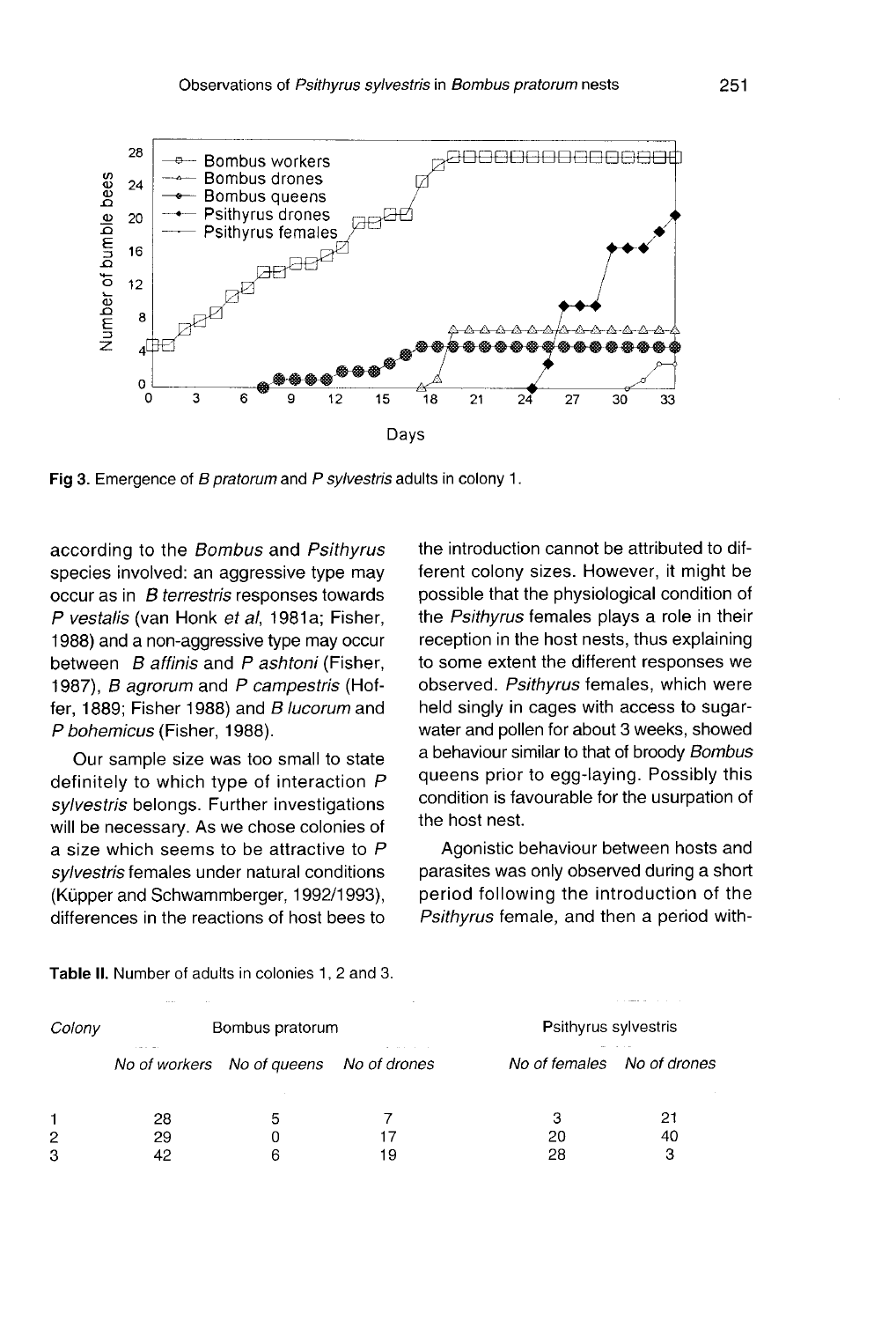Fig 3. Emergence of *B pratorum* and *P sylvestris* adults in colony 1.

according to the *Bombus* and *Psithyrus* species involved: an aggressive type may occur as in *B terrestris* responses towards *P vestalis* (van Honk *et al*, 1981a; Fisher, 1988) and a non-aggressive type may occur between *B affinis* and *P ashtoni* (Fisher, 1987), *B agrorum* and *P campestris* (Hoffer, 1889; Fisher 1988) and *B lucorum* and *P bohemicus* (Fisher, 1988).

Our sample size was too small to state definitely to which type of interaction *P sylvestris* belongs. Further investigations will be necessary. As we chose colonies of a size which seems to be attractive to *P sylvestris* females under natural conditions (Küpper and Schwammberger, 1992/1993), differences in the reactions of host bees to the introduction cannot be attributed to different colony sizes. However, it might be possible that the physiological condition of the *Psithyrus* females plays a role in their reception in the host nests, thus explaining to some extent the different responses we observed. *Psithyrus* females, which were held singly in cages with access to sugar-water and pollen for about 3 weeks, showed a behaviour similar to that of broody *Bombus* queens prior to egg-laying. Possibly this condition is favourable for the usurpation of the host nest.

Agonistic behaviour between hosts and parasites was only observed during a short period following the introduction of the *Psithyrus* female, and then a period with-

**Table II.** Number of adults in colonies 1, 2 and 3.

| Colony | Bombus pratorum | | | Psithyrus sylvestris | |
|---|---|---|---|---|---|
| | No of workers | No of queens | No of drones | No of females | No of drones |
| 1 | 28 | 5 | 7 | 3 | 21 |
| 2 | 29 | 0 | 17 | 20 | 40 |
| 3 | 42 | 6 | 19 | 28 | 3 |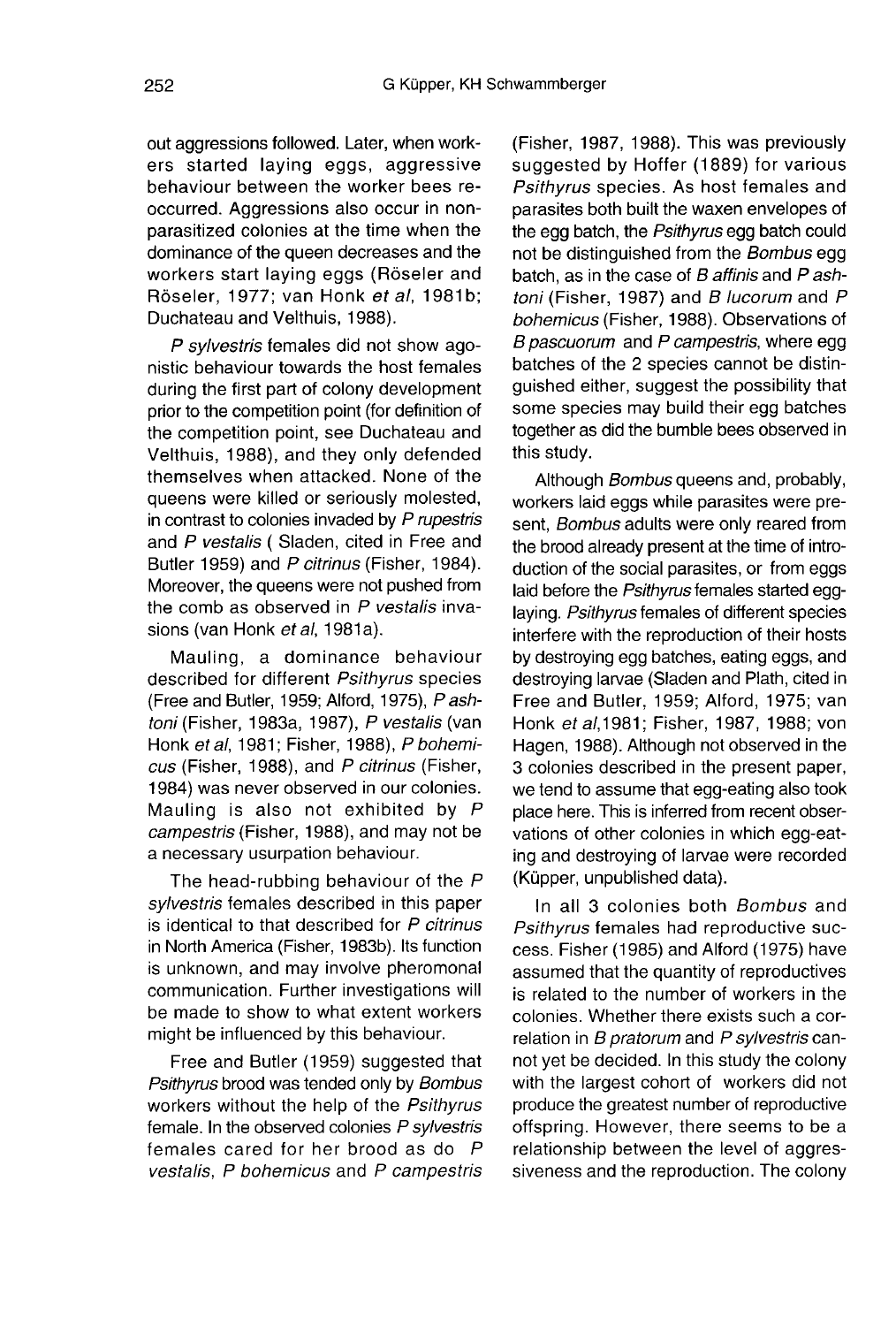out aggressions followed. Later, when workers started laying eggs, aggressive behaviour between the worker bees reoccurred. Aggressions also occur in non-parasitized colonies at the time when the dominance of the queen decreases and the workers start laying eggs (Röseler and Röseler, 1977; van Honk *et al*, 1981b; Duchateau and Velthuis, 1988).

*P sylvestris* females did not show agonistic behaviour towards the host females during the first part of colony development prior to the competition point (for definition of the competition point, see Duchateau and Velthuis, 1988), and they only defended themselves when attacked. None of the queens were killed or seriously molested, in contrast to colonies invaded by *P rupestris* and *P vestalis* ( Sladen, cited in Free and Butler 1959) and *P citrinus* (Fisher, 1984). Moreover, the queens were not pushed from the comb as observed in *P vestalis* invasions (van Honk *et al*, 1981a).

Mauling, a dominance behaviour described for different *Psithyrus* species (Free and Butler, 1959; Alford, 1975), *P ashtoni* (Fisher, 1983a, 1987), *P vestalis* (van Honk *et al*, 1981; Fisher, 1988), *P bohemicus* (Fisher, 1988), and *P citrinus* (Fisher, 1984) was never observed in our colonies. Mauling is also not exhibited by *P campestris* (Fisher, 1988), and may not be a necessary usurpation behaviour.

The head-rubbing behaviour of the *P sylvestris* females described in this paper is identical to that described for *P citrinus* in North America (Fisher, 1983b). Its function is unknown, and may involve pheromonal communication. Further investigations will be made to show to what extent workers might be influenced by this behaviour.

Free and Butler (1959) suggested that *Psithyrus* brood was tended only by *Bombus* workers without the help of the *Psithyrus* female. In the observed colonies *P sylvestris* females cared for her brood as do *P vestalis*, *P bohemicus* and *P campestris* (Fisher, 1987, 1988). This was previously suggested by Hoffer (1889) for various *Psithyrus* species. As host females and parasites both built the waxen envelopes of the egg batch, the *Psithyrus* egg batch could not be distinguished from the *Bombus* egg batch, as in the case of *B affinis* and *P ashtoni* (Fisher, 1987) and *B lucorum* and *P bohemicus* (Fisher, 1988). Observations of *B pascuorum* and *P campestris*, where egg batches of the 2 species cannot be distinguished either, suggest the possibility that some species may build their egg batches together as did the bumble bees observed in this study.

Although *Bombus* queens and, probably, workers laid eggs while parasites were present, *Bombus* adults were only reared from the brood already present at the time of introduction of the social parasites, or from eggs laid before the *Psithyrus* females started egg-laying. *Psithyrus* females of different species interfere with the reproduction of their hosts by destroying egg batches, eating eggs, and destroying larvae (Sladen and Plath, cited in Free and Butler, 1959; Alford, 1975; van Honk *et al*,1981; Fisher, 1987, 1988; von Hagen, 1988). Although not observed in the 3 colonies described in the present paper, we tend to assume that egg-eating also took place here. This is inferred from recent observations of other colonies in which egg-eating and destroying of larvae were recorded (Küpper, unpublished data).

In all 3 colonies both *Bombus* and *Psithyrus* females had reproductive success. Fisher (1985) and Alford (1975) have assumed that the quantity of reproductives is related to the number of workers in the colonies. Whether there exists such a correlation in *B pratorum* and *P sylvestris* cannot yet be decided. In this study the colony with the largest cohort of workers did not produce the greatest number of reproductive offspring. However, there seems to be a relationship between the level of aggressiveness and the reproduction. The colony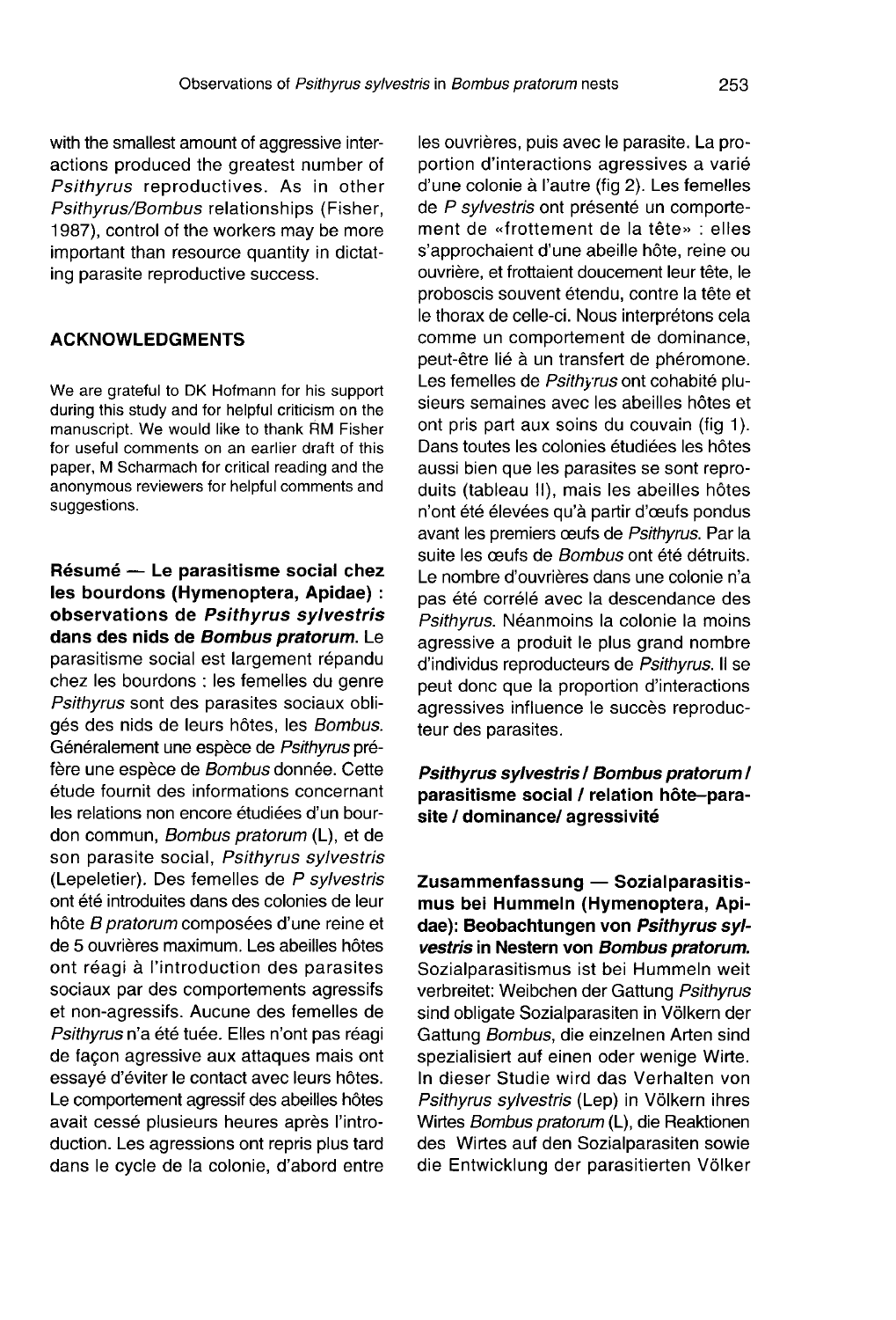with the smallest amount of aggressive interactions produced the greatest number of *Psithyrus* reproductives. As in other *Psithyrus/Bombus* relationships (Fisher, 1987), control of the workers may be more important than resource quantity in dictating parasite reproductive success.

## ACKNOWLEDGMENTS

We are grateful to DK Hofmann for his support during this study and for helpful criticism on the manuscript. We would like to thank RM Fisher for useful comments on an earlier draft of this paper, M Scharmach for critical reading and the anonymous reviewers for helpful comments and suggestions.

**Résumé — Le parasitisme social chez les bourdons (Hymenoptera, Apidae) : observations de *Psithyrus sylvestris* dans des nids de *Bombus pratorum*.** Le parasitisme social est largement répandu chez les bourdons : les femelles du genre *Psithyrus* sont des parasites sociaux obligés des nids de leurs hôtes, les *Bombus*. Généralement une espèce de *Psithyrus* préfère une espèce de *Bombus* donnée. Cette étude fournit des informations concernant les relations non encore étudiées d'un bourdon commun, *Bombus pratorum* (L), et de son parasite social, *Psithyrus sylvestris* (Lepeletier). Des femelles de *P sylvestris* ont été introduites dans des colonies de leur hôte *B pratorum* composées d'une reine et de 5 ouvrières maximum. Les abeilles hôtes ont réagi à l'introduction des parasites sociaux par des comportements agressifs et non-agressifs. Aucune des femelles de *Psithyrus* n'a été tuée. Elles n'ont pas réagi de façon agressive aux attaques mais ont essayé d'éviter le contact avec leurs hôtes. Le comportement agressif des abeilles hôtes avait cessé plusieurs heures après l'introduction. Les agressions ont repris plus tard dans le cycle de la colonie, d'abord entre les ouvrières, puis avec le parasite. La proportion d'interactions agressives a varié d'une colonie à l'autre (fig 2). Les femelles de *P sylvestris* ont présenté un comportement de «frottement de la tête» : elles s'approchaient d'une abeille hôte, reine ou ouvrière, et frottaient doucement leur tête, le proboscis souvent étendu, contre la tête et le thorax de celle-ci. Nous interprétons cela comme un comportement de dominance, peut-être lié à un transfert de phéromone. Les femelles de *Psithyrus* ont cohabité plusieurs semaines avec les abeilles hôtes et ont pris part aux soins du couvain (fig 1). Dans toutes les colonies étudiées les hôtes aussi bien que les parasites se sont reproduits (tableau II), mais les abeilles hôtes n'ont été élevées qu'à partir d'œufs pondus avant les premiers œufs de *Psithyrus*. Par la suite les œufs de *Bombus* ont été détruits. Le nombre d'ouvrières dans une colonie n'a pas été corrélé avec la descendance des *Psithyrus*. Néanmoins la colonie la moins agressive a produit le plus grand nombre d'individus reproducteurs de *Psithyrus*. Il se peut donc que la proportion d'interactions agressives influence le succès reproducteur des parasites.

***Psithyrus sylvestris* / *Bombus pratorum* / parasitisme social / relation hôte–parasite / dominance/ agressivité**

**Zusammenfassung — Sozialparasitismus bei Hummeln (Hymenoptera, Apidae): Beobachtungen von *Psithyrus sylvestris* in Nestern von *Bombus pratorum*.** Sozialparasitismus ist bei Hummeln weit verbreitet: Weibchen der Gattung *Psithyrus* sind obligate Sozialparasiten in Völkern der Gattung *Bombus*, die einzelnen Arten sind spezialisiert auf einen oder wenige Wirte. In dieser Studie wird das Verhalten von *Psithyrus sylvestris* (Lep) in Völkern ihres Wirtes *Bombus pratorum* (L), die Reaktionen des Wirtes auf den Sozialparasiten sowie die Entwicklung der parasitierten Völker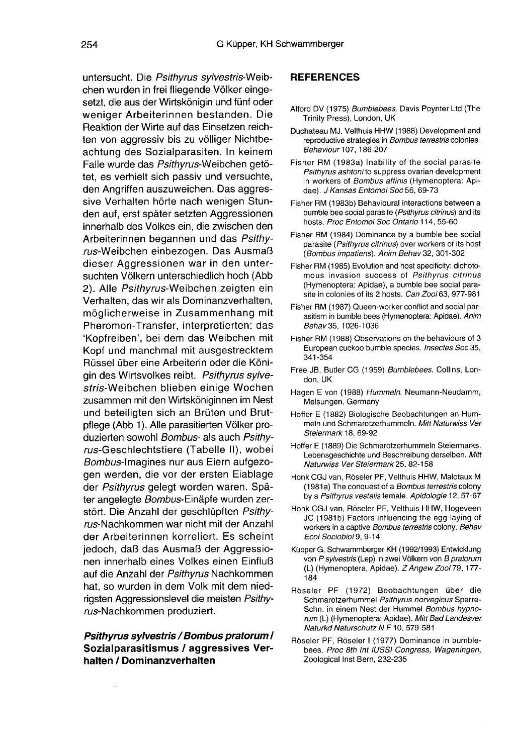untersucht. Die *Psithyrus sylvestris*-Weibchen wurden in frei fliegende Völker eingesetzt, die aus der Wirtskönigin und fünf oder weniger Arbeiterinnen bestanden. Die Reaktion der Wirte auf das Einsetzen reichten von aggressiv bis zu völliger Nichtbeachtung des Sozialparasiten. In keinem Falle wurde das *Psithyrus*-Weibchen getötet, es verhielt sich passiv und versuchte, den Angriffen auszuweichen. Das aggressive Verhalten hörte nach wenigen Stunden auf, erst später setzten Aggressionen innerhalb des Volkes ein, die zwischen den Arbeiterinnen begannen und das *Psithyrus*-Weibchen einbezogen. Das Ausmaß dieser Aggressionen war in den untersuchten Völkern unterschiedlich hoch (Abb 2). Alle *Psithyrus*-Weibchen zeigten ein Verhalten, das wir als Dominanzverhalten, möglicherweise in Zusammenhang mit Pheromon-Transfer, interpretierten: das 'Kopfreiben', bei dem das Weibchen mit Kopf und manchmal mit ausgestrecktem Rüssel über eine Arbeiterin oder die Königin des Wirtsvolkes reibt. *Psithyrus sylvestris*-Weibchen blieben einige Wochen zusammen mit den Wirtsköniginnen im Nest und beteiligten sich an Brüten und Brutpflege (Abb 1). Alle parasitierten Völker produzierten sowohl *Bombus*- als auch *Psithyrus*-Geschlechtstiere (Tabelle II), wobei *Bombus*-Imagines nur aus Eiern aufgezogen werden, die vor der ersten Eiablage der *Psithyrus* gelegt worden waren. Später angelegte *Bombus*-Einäpfe wurden zerstört. Die Anzahl der geschlüpften *Psithyrus*-Nachkommen war nicht mit der Anzahl der Arbeiterinnen korreliert. Es scheint jedoch, daß das Ausmaß der Aggressionen innerhalb eines Volkes einen Einfluß auf die Anzahl der *Psithyrus* Nachkommen hat, so wurden in dem Volk mit dem niedrigsten Aggressionslevel die meisten *Psithyrus*-Nachkommen produziert.

***Psithyrus sylvestris* / *Bombus pratorum* / Sozialparasitismus / aggressives Verhalten / Dominanzverhalten**

## REFERENCES

Alford DV (1975) *Bumblebees*. Davis Poynter Ltd (The Trinity Press), London, UK

Duchateau MJ, Velthuis HHW (1988) Development and reproductive strategies in *Bombus terrestris* colonies. *Behaviour* 107, 186-207

Fisher RM (1983a) Inability of the social parasite *Psithyrus ashtoni* to suppress ovarian development in workers of *Bombus affinis* (Hymenoptera: Apidae). *J Kansas Entomol Soc* 56, 69-73

Fisher RM (1983b) Behavioural interactions between a bumble bee social parasite (*Psithyrus citrinus*) and its hosts. *Proc Entomol Soc Ontario* 114, 55-60

Fisher RM (1984) Dominance by a bumble bee social parasite (*Psithyrus citrinus*) over workers of its host (*Bombus impatiens*). *Anim Behav* 32, 301-302

Fisher RM (1985) Evolution and host specificity: dichotomous invasion success of *Psithyrus citrinus* (Hymenoptera: Apidae), a bumble bee social parasite in colonies of its 2 hosts. *Can Zool* 63, 977-981

Fisher RM (1987) Queen-worker conflict and social parasitism in bumble bees (Hymenoptera: Apidae). *Anim Behav* 35, 1026-1036

Fisher RM (1988) Observations on the behaviours of 3 European cuckoo bumble species. *Insectes Soc* 35, 341-354

Free JB, Butler CG (1959) *Bumblebees*. Collins, London, UK

Hagen E von (1988) *Hummeln*. Neumann-Neudamm, Melsungen, Germany

Hoffer E (1882) Biologische Beobachtungen an Hummeln und Schmarotzerhummeln. *Mitt Naturwiss Ver Steiermark* 18, 69-92

Hoffer E (1889) Die Schmarotzerhummeln Steiermarks. Lebensgeschichte und Beschreibung derselben. *Mitt Naturwiss Ver Steiermark* 25, 82-158

Honk CGJ van, Röseler PF, Velthuis HHW, Malotaux M (1981a) The conquest of a *Bombus terrestris* colony by a *Psithyrus vestalis* female. *Apidologie* 12, 57-67

Honk CGJ van, Röseler PF, Velthuis HHW, Hogeveen JC (1981b) Factors influencing the egg-laying of workers in a captive *Bombus terrestris* colony. *Behav Ecol Sociobiol* 9, 9-14

Küpper G, Schwammberger KH (1992/1993) Entwicklung von *P sylvestris* (Lep) in zwei Völkern von *B pratorum* (L) (Hymenoptera, Apidae). *Z Angew Zool* 79, 177-184

Röseler PF (1972) Beobachtungen über die Schmarotzerhummel *Psithyrus norvegicus* Sparre-Schn. in einem Nest der Hummel *Bombus hypnorum* (L) (Hymenoptera: Apidae). *Mitt Bad Landesver Naturkd Naturschutz N F* 10, 579-581

Röseler PF, Röseler I (1977) Dominance in bumblebees. *Proc 8th Int IUSSI Congress, Wageningen*, Zoological Inst Bern, 232-235